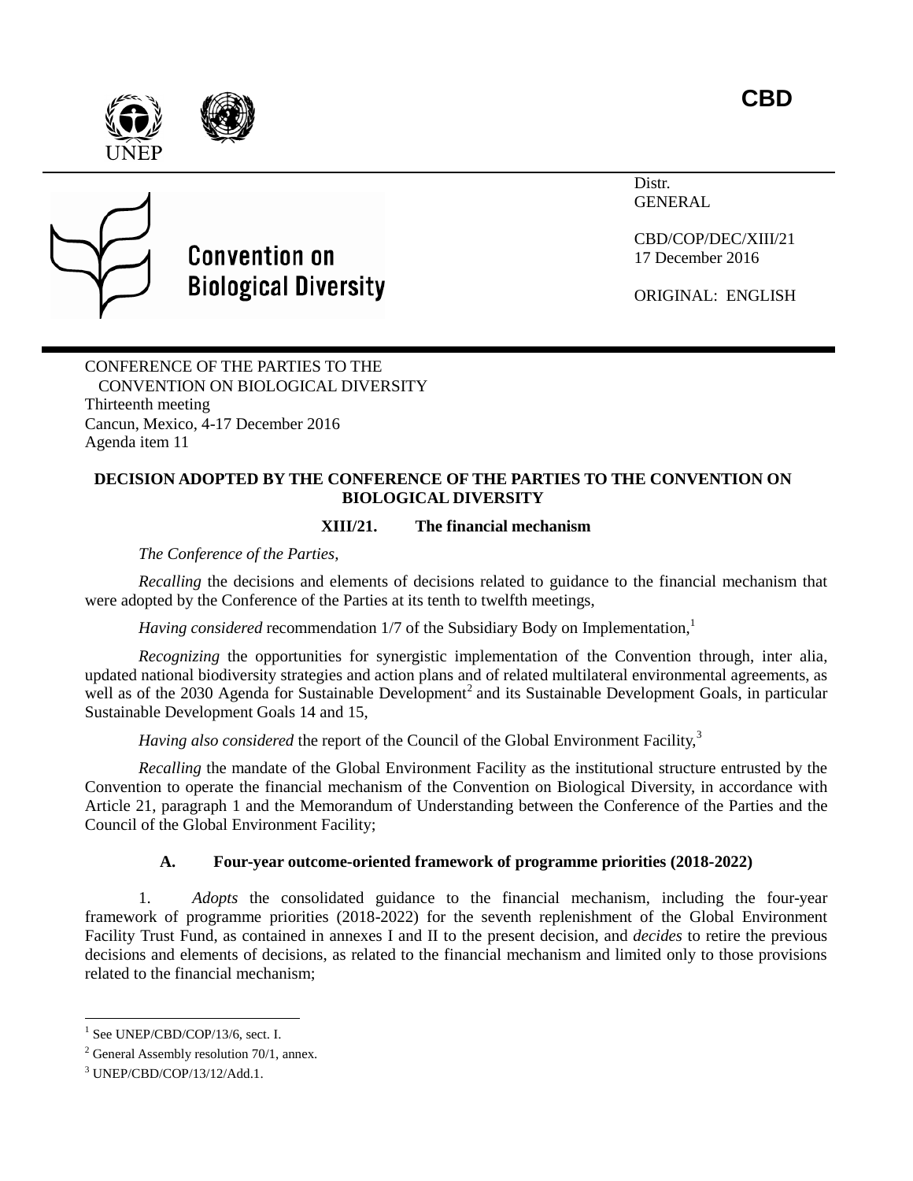**CBD**

UNEP

**Convention on Biological Diversity**

Distr.
GENERAL

CBD/COP/DEC/XIII/21
17 December 2016

ORIGINAL: ENGLISH

CONFERENCE OF THE PARTIES TO THE CONVENTION ON BIOLOGICAL DIVERSITY
Thirteenth meeting
Cancun, Mexico, 4-17 December 2016
Agenda item 11

**DECISION ADOPTED BY THE CONFERENCE OF THE PARTIES TO THE CONVENTION ON BIOLOGICAL DIVERSITY**

## XIII/21. The financial mechanism

*The Conference of the Parties,*

*Recalling* the decisions and elements of decisions related to guidance to the financial mechanism that were adopted by the Conference of the Parties at its tenth to twelfth meetings,

*Having considered* recommendation 1/7 of the Subsidiary Body on Implementation,[1]

*Recognizing* the opportunities for synergistic implementation of the Convention through, inter alia, updated national biodiversity strategies and action plans and of related multilateral environmental agreements, as well as of the 2030 Agenda for Sustainable Development[2] and its Sustainable Development Goals, in particular Sustainable Development Goals 14 and 15,

*Having also considered* the report of the Council of the Global Environment Facility,[3]

*Recalling* the mandate of the Global Environment Facility as the institutional structure entrusted by the Convention to operate the financial mechanism of the Convention on Biological Diversity, in accordance with Article 21, paragraph 1 and the Memorandum of Understanding between the Conference of the Parties and the Council of the Global Environment Facility;

### A. Four-year outcome-oriented framework of programme priorities (2018-2022)

1. *Adopts* the consolidated guidance to the financial mechanism, including the four-year framework of programme priorities (2018-2022) for the seventh replenishment of the Global Environment Facility Trust Fund, as contained in annexes I and II to the present decision, and *decides* to retire the previous decisions and elements of decisions, as related to the financial mechanism and limited only to those provisions related to the financial mechanism;

---

[1] See UNEP/CBD/COP/13/6, sect. I.

[2] General Assembly resolution 70/1, annex.

[3] UNEP/CBD/COP/13/12/Add.1.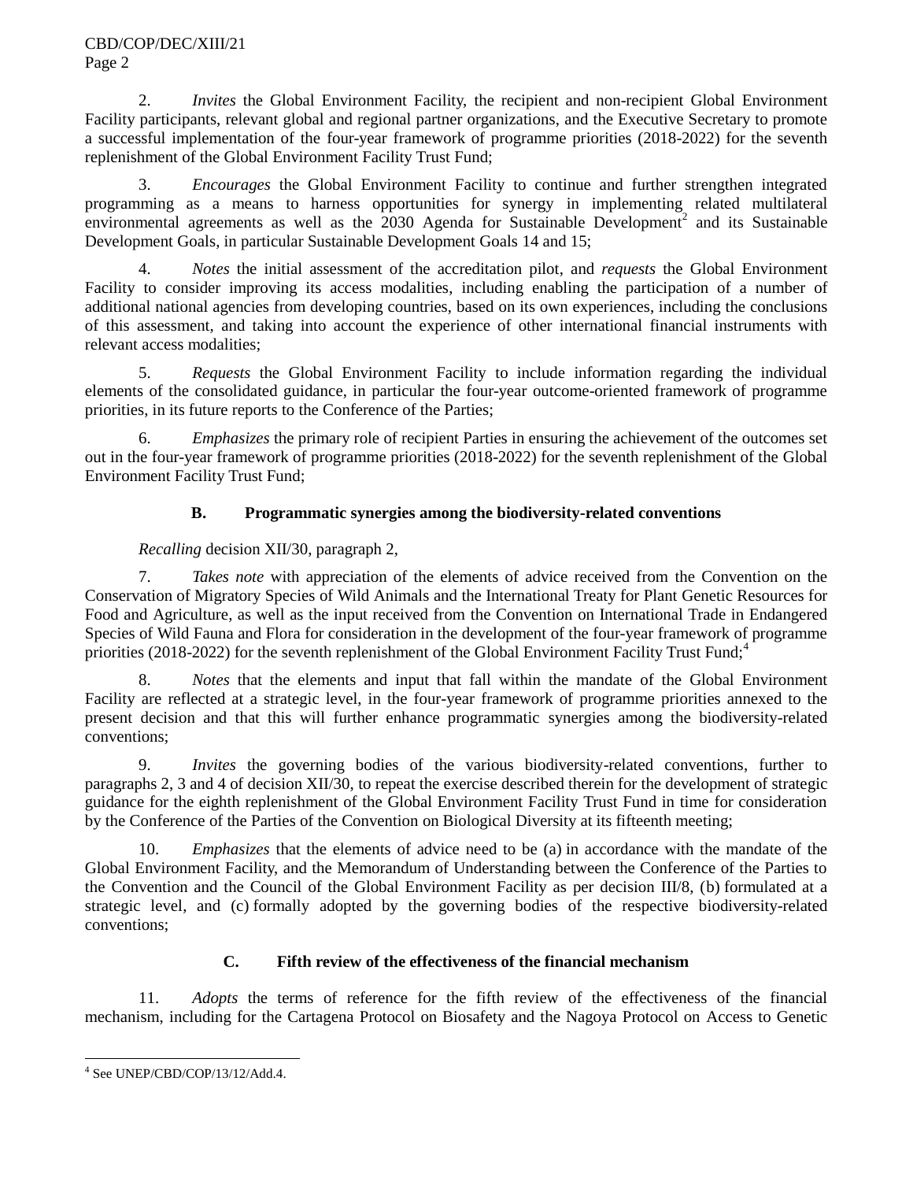2. *Invites* the Global Environment Facility, the recipient and non-recipient Global Environment Facility participants, relevant global and regional partner organizations, and the Executive Secretary to promote a successful implementation of the four-year framework of programme priorities (2018-2022) for the seventh replenishment of the Global Environment Facility Trust Fund;

3. *Encourages* the Global Environment Facility to continue and further strengthen integrated programming as a means to harness opportunities for synergy in implementing related multilateral environmental agreements as well as the 2030 Agenda for Sustainable Development[2] and its Sustainable Development Goals, in particular Sustainable Development Goals 14 and 15;

4. *Notes* the initial assessment of the accreditation pilot, and *requests* the Global Environment Facility to consider improving its access modalities, including enabling the participation of a number of additional national agencies from developing countries, based on its own experiences, including the conclusions of this assessment, and taking into account the experience of other international financial instruments with relevant access modalities;

5. *Requests* the Global Environment Facility to include information regarding the individual elements of the consolidated guidance, in particular the four-year outcome-oriented framework of programme priorities, in its future reports to the Conference of the Parties;

6. *Emphasizes* the primary role of recipient Parties in ensuring the achievement of the outcomes set out in the four-year framework of programme priorities (2018-2022) for the seventh replenishment of the Global Environment Facility Trust Fund;

### B. Programmatic synergies among the biodiversity-related conventions

*Recalling* decision XII/30, paragraph 2,

7. *Takes note* with appreciation of the elements of advice received from the Convention on the Conservation of Migratory Species of Wild Animals and the International Treaty for Plant Genetic Resources for Food and Agriculture, as well as the input received from the Convention on International Trade in Endangered Species of Wild Fauna and Flora for consideration in the development of the four-year framework of programme priorities (2018-2022) for the seventh replenishment of the Global Environment Facility Trust Fund;[4]

8. *Notes* that the elements and input that fall within the mandate of the Global Environment Facility are reflected at a strategic level, in the four-year framework of programme priorities annexed to the present decision and that this will further enhance programmatic synergies among the biodiversity-related conventions;

9. *Invites* the governing bodies of the various biodiversity-related conventions, further to paragraphs 2, 3 and 4 of decision XII/30, to repeat the exercise described therein for the development of strategic guidance for the eighth replenishment of the Global Environment Facility Trust Fund in time for consideration by the Conference of the Parties of the Convention on Biological Diversity at its fifteenth meeting;

10. *Emphasizes* that the elements of advice need to be (a) in accordance with the mandate of the Global Environment Facility, and the Memorandum of Understanding between the Conference of the Parties to the Convention and the Council of the Global Environment Facility as per decision III/8, (b) formulated at a strategic level, and (c) formally adopted by the governing bodies of the respective biodiversity-related conventions;

### C. Fifth review of the effectiveness of the financial mechanism

11. *Adopts* the terms of reference for the fifth review of the effectiveness of the financial mechanism, including for the Cartagena Protocol on Biosafety and the Nagoya Protocol on Access to Genetic

---

[4] See UNEP/CBD/COP/13/12/Add.4.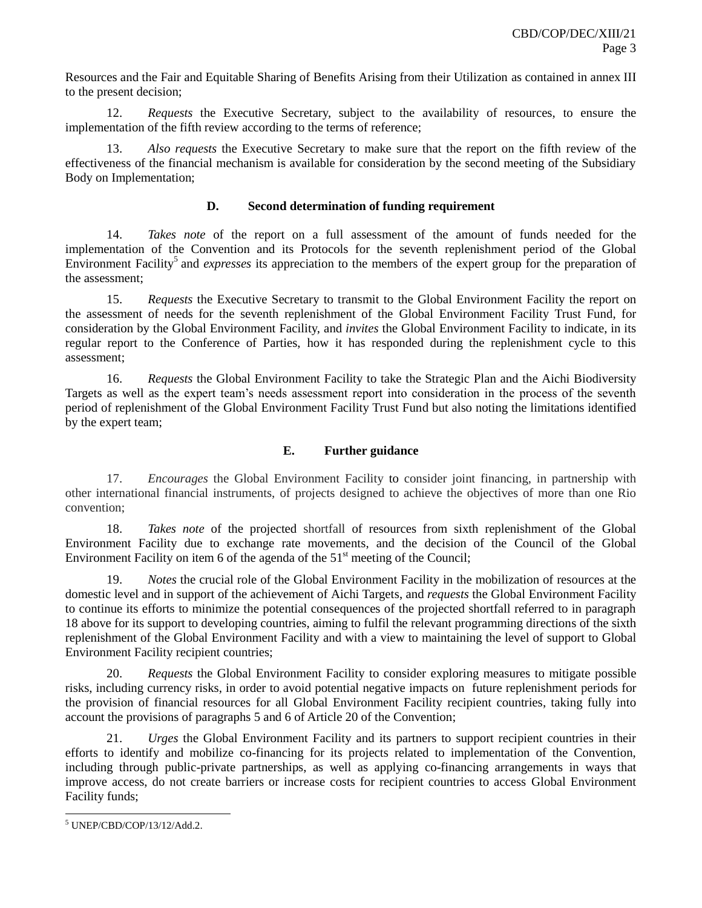Resources and the Fair and Equitable Sharing of Benefits Arising from their Utilization as contained in annex III to the present decision;

12. *Requests* the Executive Secretary, subject to the availability of resources, to ensure the implementation of the fifth review according to the terms of reference;

13. *Also requests* the Executive Secretary to make sure that the report on the fifth review of the effectiveness of the financial mechanism is available for consideration by the second meeting of the Subsidiary Body on Implementation;

### D. Second determination of funding requirement

14. *Takes note* of the report on a full assessment of the amount of funds needed for the implementation of the Convention and its Protocols for the seventh replenishment period of the Global Environment Facility[5] and *expresses* its appreciation to the members of the expert group for the preparation of the assessment;

15. *Requests* the Executive Secretary to transmit to the Global Environment Facility the report on the assessment of needs for the seventh replenishment of the Global Environment Facility Trust Fund, for consideration by the Global Environment Facility, and *invites* the Global Environment Facility to indicate, in its regular report to the Conference of Parties, how it has responded during the replenishment cycle to this assessment;

16. *Requests* the Global Environment Facility to take the Strategic Plan and the Aichi Biodiversity Targets as well as the expert team's needs assessment report into consideration in the process of the seventh period of replenishment of the Global Environment Facility Trust Fund but also noting the limitations identified by the expert team;

### E. Further guidance

17. *Encourages* the Global Environment Facility to consider joint financing, in partnership with other international financial instruments, of projects designed to achieve the objectives of more than one Rio convention;

18. *Takes note* of the projected shortfall of resources from sixth replenishment of the Global Environment Facility due to exchange rate movements, and the decision of the Council of the Global Environment Facility on item 6 of the agenda of the 51st meeting of the Council;

19. *Notes* the crucial role of the Global Environment Facility in the mobilization of resources at the domestic level and in support of the achievement of Aichi Targets, and *requests* the Global Environment Facility to continue its efforts to minimize the potential consequences of the projected shortfall referred to in paragraph 18 above for its support to developing countries, aiming to fulfil the relevant programming directions of the sixth replenishment of the Global Environment Facility and with a view to maintaining the level of support to Global Environment Facility recipient countries;

20. *Requests* the Global Environment Facility to consider exploring measures to mitigate possible risks, including currency risks, in order to avoid potential negative impacts on future replenishment periods for the provision of financial resources for all Global Environment Facility recipient countries, taking fully into account the provisions of paragraphs 5 and 6 of Article 20 of the Convention;

21. *Urges* the Global Environment Facility and its partners to support recipient countries in their efforts to identify and mobilize co-financing for its projects related to implementation of the Convention, including through public-private partnerships, as well as applying co-financing arrangements in ways that improve access, do not create barriers or increase costs for recipient countries to access Global Environment Facility funds;

---

[5] UNEP/CBD/COP/13/12/Add.2.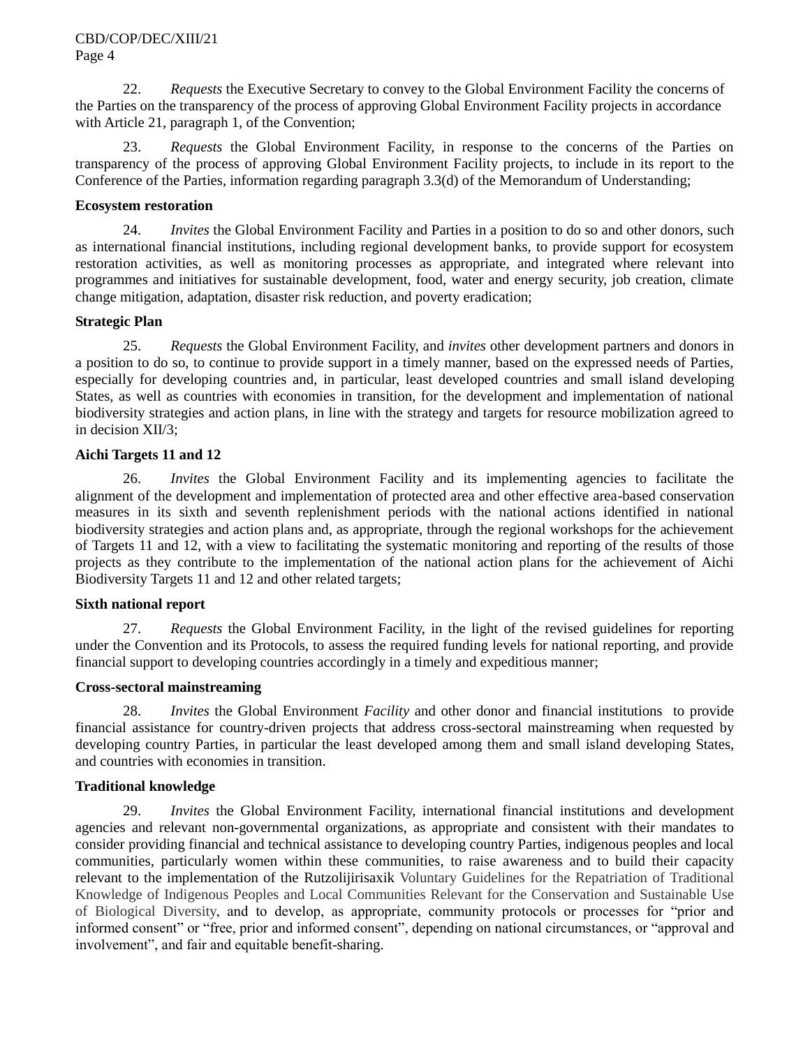22. *Requests* the Executive Secretary to convey to the Global Environment Facility the concerns of the Parties on the transparency of the process of approving Global Environment Facility projects in accordance with Article 21, paragraph 1, of the Convention;

23. *Requests* the Global Environment Facility, in response to the concerns of the Parties on transparency of the process of approving Global Environment Facility projects, to include in its report to the Conference of the Parties, information regarding paragraph 3.3(d) of the Memorandum of Understanding;

**Ecosystem restoration**

24. *Invites* the Global Environment Facility and Parties in a position to do so and other donors, such as international financial institutions, including regional development banks, to provide support for ecosystem restoration activities, as well as monitoring processes as appropriate, and integrated where relevant into programmes and initiatives for sustainable development, food, water and energy security, job creation, climate change mitigation, adaptation, disaster risk reduction, and poverty eradication;

**Strategic Plan**

25. *Requests* the Global Environment Facility, and *invites* other development partners and donors in a position to do so, to continue to provide support in a timely manner, based on the expressed needs of Parties, especially for developing countries and, in particular, least developed countries and small island developing States, as well as countries with economies in transition, for the development and implementation of national biodiversity strategies and action plans, in line with the strategy and targets for resource mobilization agreed to in decision XII/3;

**Aichi Targets 11 and 12**

26. *Invites* the Global Environment Facility and its implementing agencies to facilitate the alignment of the development and implementation of protected area and other effective area-based conservation measures in its sixth and seventh replenishment periods with the national actions identified in national biodiversity strategies and action plans and, as appropriate, through the regional workshops for the achievement of Targets 11 and 12, with a view to facilitating the systematic monitoring and reporting of the results of those projects as they contribute to the implementation of the national action plans for the achievement of Aichi Biodiversity Targets 11 and 12 and other related targets;

**Sixth national report**

27. *Requests* the Global Environment Facility, in the light of the revised guidelines for reporting under the Convention and its Protocols, to assess the required funding levels for national reporting, and provide financial support to developing countries accordingly in a timely and expeditious manner;

**Cross-sectoral mainstreaming**

28. *Invites* the Global Environment *Facility* and other donor and financial institutions to provide financial assistance for country-driven projects that address cross-sectoral mainstreaming when requested by developing country Parties, in particular the least developed among them and small island developing States, and countries with economies in transition.

**Traditional knowledge**

29. *Invites* the Global Environment Facility, international financial institutions and development agencies and relevant non-governmental organizations, as appropriate and consistent with their mandates to consider providing financial and technical assistance to developing country Parties, indigenous peoples and local communities, particularly women within these communities, to raise awareness and to build their capacity relevant to the implementation of the Rutzolijirisaxik Voluntary Guidelines for the Repatriation of Traditional Knowledge of Indigenous Peoples and Local Communities Relevant for the Conservation and Sustainable Use of Biological Diversity, and to develop, as appropriate, community protocols or processes for "prior and informed consent" or "free, prior and informed consent", depending on national circumstances, or "approval and involvement", and fair and equitable benefit-sharing.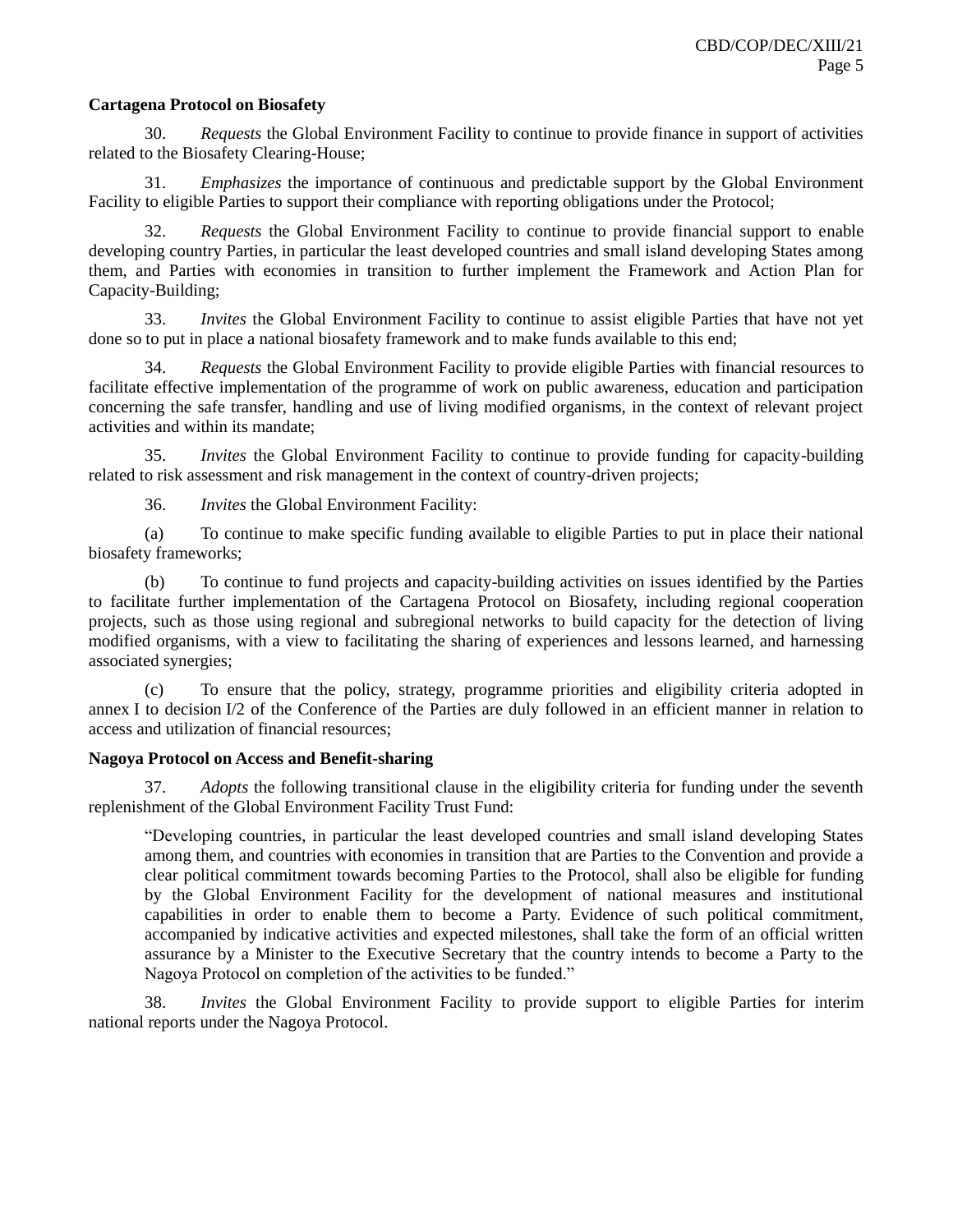**Cartagena Protocol on Biosafety**

30. *Requests* the Global Environment Facility to continue to provide finance in support of activities related to the Biosafety Clearing-House;

31. *Emphasizes* the importance of continuous and predictable support by the Global Environment Facility to eligible Parties to support their compliance with reporting obligations under the Protocol;

32. *Requests* the Global Environment Facility to continue to provide financial support to enable developing country Parties, in particular the least developed countries and small island developing States among them, and Parties with economies in transition to further implement the Framework and Action Plan for Capacity-Building;

33. *Invites* the Global Environment Facility to continue to assist eligible Parties that have not yet done so to put in place a national biosafety framework and to make funds available to this end;

34. *Requests* the Global Environment Facility to provide eligible Parties with financial resources to facilitate effective implementation of the programme of work on public awareness, education and participation concerning the safe transfer, handling and use of living modified organisms, in the context of relevant project activities and within its mandate;

35. *Invites* the Global Environment Facility to continue to provide funding for capacity-building related to risk assessment and risk management in the context of country-driven projects;

36. *Invites* the Global Environment Facility:

(a) To continue to make specific funding available to eligible Parties to put in place their national biosafety frameworks;

(b) To continue to fund projects and capacity-building activities on issues identified by the Parties to facilitate further implementation of the Cartagena Protocol on Biosafety, including regional cooperation projects, such as those using regional and subregional networks to build capacity for the detection of living modified organisms, with a view to facilitating the sharing of experiences and lessons learned, and harnessing associated synergies;

(c) To ensure that the policy, strategy, programme priorities and eligibility criteria adopted in annex I to decision I/2 of the Conference of the Parties are duly followed in an efficient manner in relation to access and utilization of financial resources;

**Nagoya Protocol on Access and Benefit-sharing**

37. *Adopts* the following transitional clause in the eligibility criteria for funding under the seventh replenishment of the Global Environment Facility Trust Fund:

> "Developing countries, in particular the least developed countries and small island developing States among them, and countries with economies in transition that are Parties to the Convention and provide a clear political commitment towards becoming Parties to the Protocol, shall also be eligible for funding by the Global Environment Facility for the development of national measures and institutional capabilities in order to enable them to become a Party. Evidence of such political commitment, accompanied by indicative activities and expected milestones, shall take the form of an official written assurance by a Minister to the Executive Secretary that the country intends to become a Party to the Nagoya Protocol on completion of the activities to be funded."

38. *Invites* the Global Environment Facility to provide support to eligible Parties for interim national reports under the Nagoya Protocol.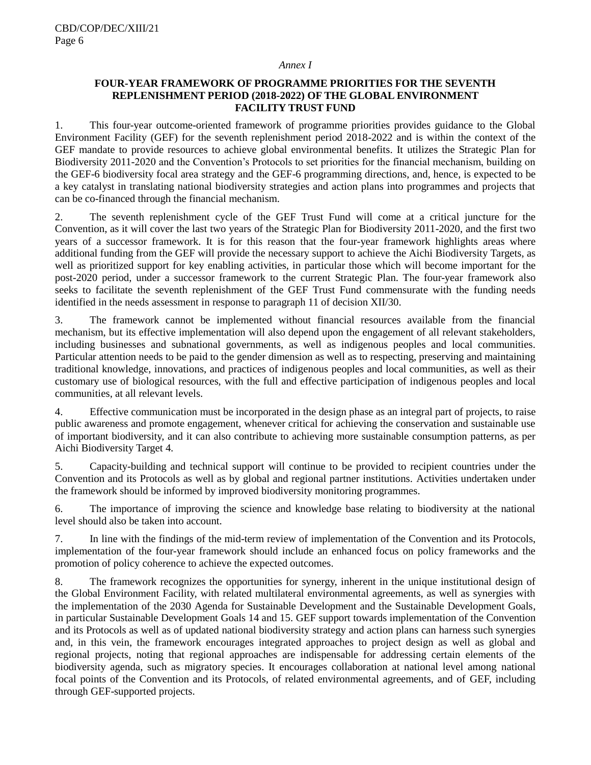*Annex I*

## FOUR-YEAR FRAMEWORK OF PROGRAMME PRIORITIES FOR THE SEVENTH REPLENISHMENT PERIOD (2018-2022) OF THE GLOBAL ENVIRONMENT FACILITY TRUST FUND

1. This four-year outcome-oriented framework of programme priorities provides guidance to the Global Environment Facility (GEF) for the seventh replenishment period 2018-2022 and is within the context of the GEF mandate to provide resources to achieve global environmental benefits. It utilizes the Strategic Plan for Biodiversity 2011-2020 and the Convention's Protocols to set priorities for the financial mechanism, building on the GEF-6 biodiversity focal area strategy and the GEF-6 programming directions, and, hence, is expected to be a key catalyst in translating national biodiversity strategies and action plans into programmes and projects that can be co-financed through the financial mechanism.

2. The seventh replenishment cycle of the GEF Trust Fund will come at a critical juncture for the Convention, as it will cover the last two years of the Strategic Plan for Biodiversity 2011-2020, and the first two years of a successor framework. It is for this reason that the four-year framework highlights areas where additional funding from the GEF will provide the necessary support to achieve the Aichi Biodiversity Targets, as well as prioritized support for key enabling activities, in particular those which will become important for the post-2020 period, under a successor framework to the current Strategic Plan. The four-year framework also seeks to facilitate the seventh replenishment of the GEF Trust Fund commensurate with the funding needs identified in the needs assessment in response to paragraph 11 of decision XII/30.

3. The framework cannot be implemented without financial resources available from the financial mechanism, but its effective implementation will also depend upon the engagement of all relevant stakeholders, including businesses and subnational governments, as well as indigenous peoples and local communities. Particular attention needs to be paid to the gender dimension as well as to respecting, preserving and maintaining traditional knowledge, innovations, and practices of indigenous peoples and local communities, as well as their customary use of biological resources, with the full and effective participation of indigenous peoples and local communities, at all relevant levels.

4. Effective communication must be incorporated in the design phase as an integral part of projects, to raise public awareness and promote engagement, whenever critical for achieving the conservation and sustainable use of important biodiversity, and it can also contribute to achieving more sustainable consumption patterns, as per Aichi Biodiversity Target 4.

5. Capacity-building and technical support will continue to be provided to recipient countries under the Convention and its Protocols as well as by global and regional partner institutions. Activities undertaken under the framework should be informed by improved biodiversity monitoring programmes.

6. The importance of improving the science and knowledge base relating to biodiversity at the national level should also be taken into account.

7. In line with the findings of the mid-term review of implementation of the Convention and its Protocols, implementation of the four-year framework should include an enhanced focus on policy frameworks and the promotion of policy coherence to achieve the expected outcomes.

8. The framework recognizes the opportunities for synergy, inherent in the unique institutional design of the Global Environment Facility, with related multilateral environmental agreements, as well as synergies with the implementation of the 2030 Agenda for Sustainable Development and the Sustainable Development Goals, in particular Sustainable Development Goals 14 and 15. GEF support towards implementation of the Convention and its Protocols as well as of updated national biodiversity strategy and action plans can harness such synergies and, in this vein, the framework encourages integrated approaches to project design as well as global and regional projects, noting that regional approaches are indispensable for addressing certain elements of the biodiversity agenda, such as migratory species. It encourages collaboration at national level among national focal points of the Convention and its Protocols, of related environmental agreements, and of GEF, including through GEF-supported projects.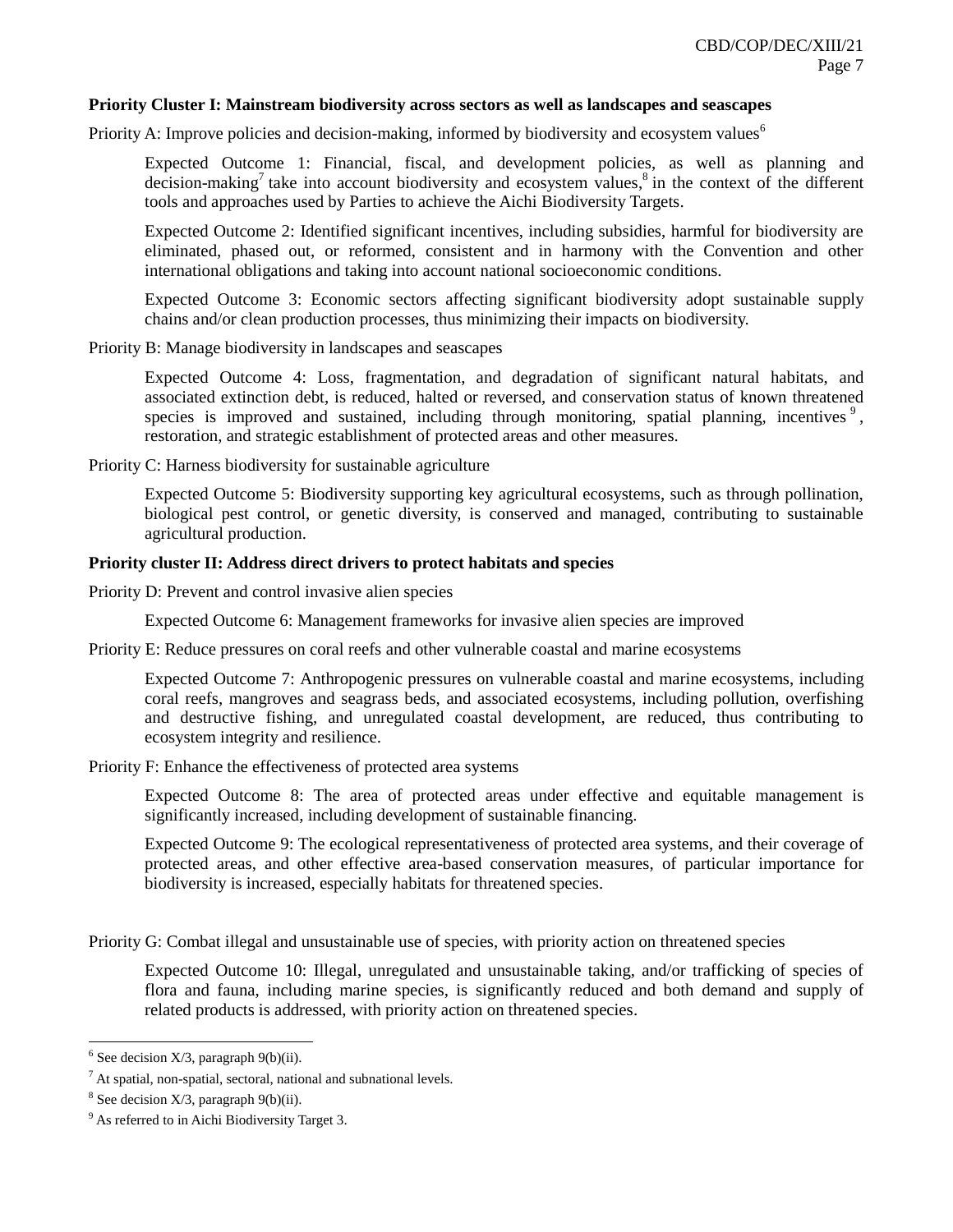**Priority Cluster I: Mainstream biodiversity across sectors as well as landscapes and seascapes**

Priority A: Improve policies and decision-making, informed by biodiversity and ecosystem values[6]

> Expected Outcome 1: Financial, fiscal, and development policies, as well as planning and decision-making[7] take into account biodiversity and ecosystem values,[8] in the context of the different tools and approaches used by Parties to achieve the Aichi Biodiversity Targets.
>
> Expected Outcome 2: Identified significant incentives, including subsidies, harmful for biodiversity are eliminated, phased out, or reformed, consistent and in harmony with the Convention and other international obligations and taking into account national socioeconomic conditions.
>
> Expected Outcome 3: Economic sectors affecting significant biodiversity adopt sustainable supply chains and/or clean production processes, thus minimizing their impacts on biodiversity.

Priority B: Manage biodiversity in landscapes and seascapes

> Expected Outcome 4: Loss, fragmentation, and degradation of significant natural habitats, and associated extinction debt, is reduced, halted or reversed, and conservation status of known threatened species is improved and sustained, including through monitoring, spatial planning, incentives[9], restoration, and strategic establishment of protected areas and other measures.

Priority C: Harness biodiversity for sustainable agriculture

> Expected Outcome 5: Biodiversity supporting key agricultural ecosystems, such as through pollination, biological pest control, or genetic diversity, is conserved and managed, contributing to sustainable agricultural production.

**Priority cluster II: Address direct drivers to protect habitats and species**

Priority D: Prevent and control invasive alien species

> Expected Outcome 6: Management frameworks for invasive alien species are improved

Priority E: Reduce pressures on coral reefs and other vulnerable coastal and marine ecosystems

> Expected Outcome 7: Anthropogenic pressures on vulnerable coastal and marine ecosystems, including coral reefs, mangroves and seagrass beds, and associated ecosystems, including pollution, overfishing and destructive fishing, and unregulated coastal development, are reduced, thus contributing to ecosystem integrity and resilience.

Priority F: Enhance the effectiveness of protected area systems

> Expected Outcome 8: The area of protected areas under effective and equitable management is significantly increased, including development of sustainable financing.
>
> Expected Outcome 9: The ecological representativeness of protected area systems, and their coverage of protected areas, and other effective area-based conservation measures, of particular importance for biodiversity is increased, especially habitats for threatened species.

Priority G: Combat illegal and unsustainable use of species, with priority action on threatened species

> Expected Outcome 10: Illegal, unregulated and unsustainable taking, and/or trafficking of species of flora and fauna, including marine species, is significantly reduced and both demand and supply of related products is addressed, with priority action on threatened species.

---

[6] See decision X/3, paragraph 9(b)(ii).

[7] At spatial, non-spatial, sectoral, national and subnational levels.

[8] See decision X/3, paragraph 9(b)(ii).

[9] As referred to in Aichi Biodiversity Target 3.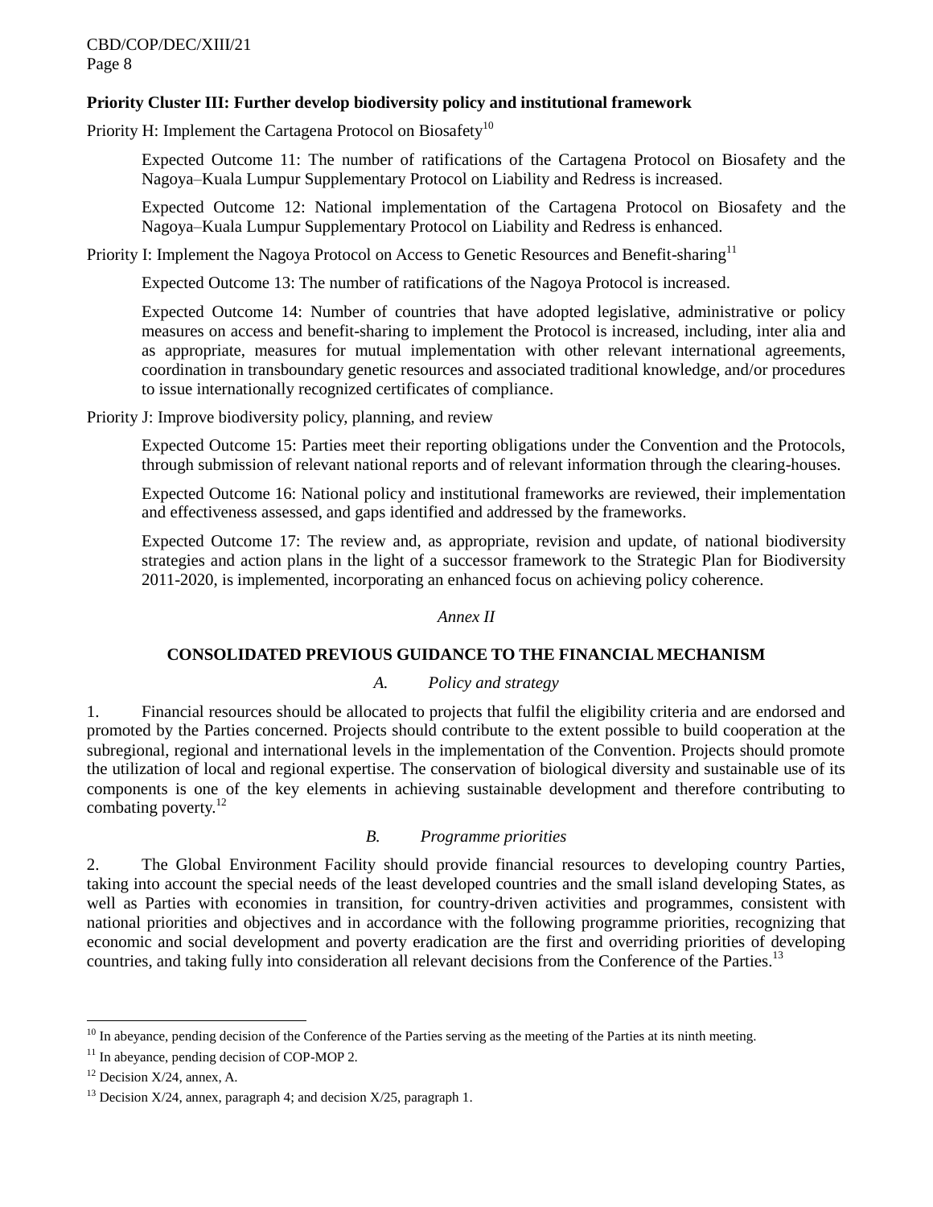**Priority Cluster III: Further develop biodiversity policy and institutional framework**

Priority H: Implement the Cartagena Protocol on Biosafety[10]

Expected Outcome 11: The number of ratifications of the Cartagena Protocol on Biosafety and the Nagoya–Kuala Lumpur Supplementary Protocol on Liability and Redress is increased.

Expected Outcome 12: National implementation of the Cartagena Protocol on Biosafety and the Nagoya–Kuala Lumpur Supplementary Protocol on Liability and Redress is enhanced.

Priority I: Implement the Nagoya Protocol on Access to Genetic Resources and Benefit-sharing[11]

Expected Outcome 13: The number of ratifications of the Nagoya Protocol is increased.

Expected Outcome 14: Number of countries that have adopted legislative, administrative or policy measures on access and benefit-sharing to implement the Protocol is increased, including, inter alia and as appropriate, measures for mutual implementation with other relevant international agreements, coordination in transboundary genetic resources and associated traditional knowledge, and/or procedures to issue internationally recognized certificates of compliance.

Priority J: Improve biodiversity policy, planning, and review

Expected Outcome 15: Parties meet their reporting obligations under the Convention and the Protocols, through submission of relevant national reports and of relevant information through the clearing-houses.

Expected Outcome 16: National policy and institutional frameworks are reviewed, their implementation and effectiveness assessed, and gaps identified and addressed by the frameworks.

Expected Outcome 17: The review and, as appropriate, revision and update, of national biodiversity strategies and action plans in the light of a successor framework to the Strategic Plan for Biodiversity 2011-2020, is implemented, incorporating an enhanced focus on achieving policy coherence.

*Annex II*

## CONSOLIDATED PREVIOUS GUIDANCE TO THE FINANCIAL MECHANISM

### *A. Policy and strategy*

1. Financial resources should be allocated to projects that fulfil the eligibility criteria and are endorsed and promoted by the Parties concerned. Projects should contribute to the extent possible to build cooperation at the subregional, regional and international levels in the implementation of the Convention. Projects should promote the utilization of local and regional expertise. The conservation of biological diversity and sustainable use of its components is one of the key elements in achieving sustainable development and therefore contributing to combating poverty.[12]

### *B. Programme priorities*

2. The Global Environment Facility should provide financial resources to developing country Parties, taking into account the special needs of the least developed countries and the small island developing States, as well as Parties with economies in transition, for country-driven activities and programmes, consistent with national priorities and objectives and in accordance with the following programme priorities, recognizing that economic and social development and poverty eradication are the first and overriding priorities of developing countries, and taking fully into consideration all relevant decisions from the Conference of the Parties.[13]

---

[10] In abeyance, pending decision of the Conference of the Parties serving as the meeting of the Parties at its ninth meeting.

[11] In abeyance, pending decision of COP-MOP 2.

[12] Decision X/24, annex, A.

[13] Decision X/24, annex, paragraph 4; and decision X/25, paragraph 1.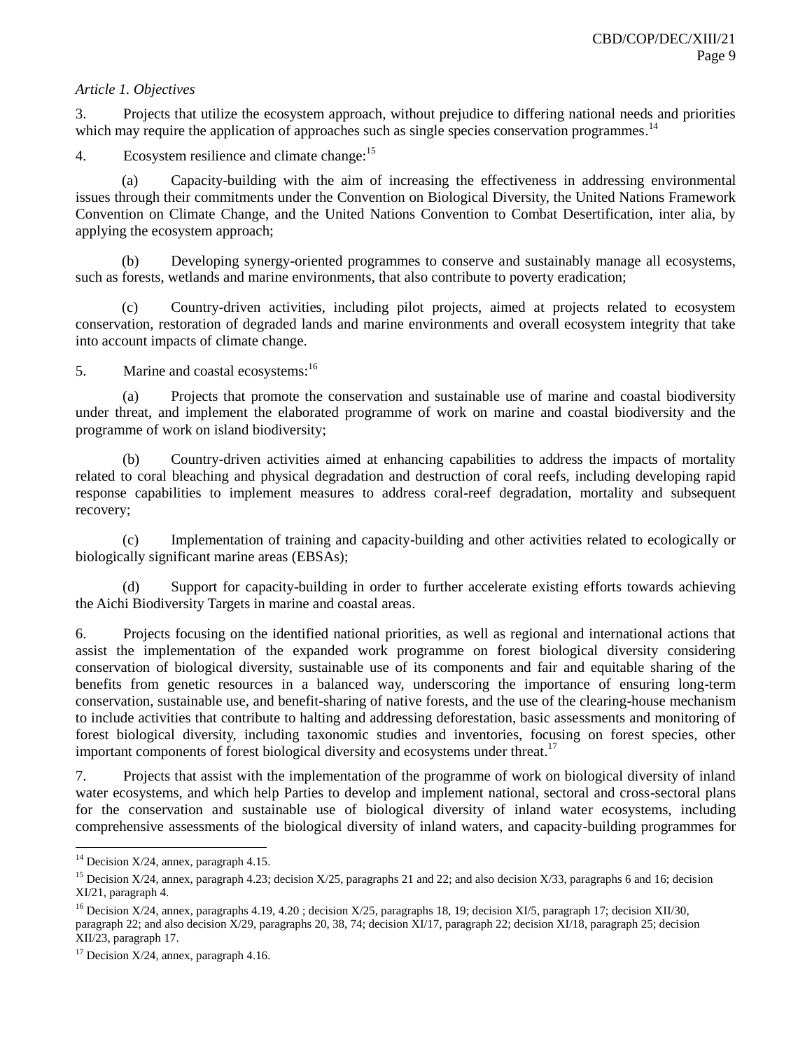*Article 1. Objectives*

3. Projects that utilize the ecosystem approach, without prejudice to differing national needs and priorities which may require the application of approaches such as single species conservation programmes.[14]

4. Ecosystem resilience and climate change:[15]

(a) Capacity-building with the aim of increasing the effectiveness in addressing environmental issues through their commitments under the Convention on Biological Diversity, the United Nations Framework Convention on Climate Change, and the United Nations Convention to Combat Desertification, inter alia, by applying the ecosystem approach;

(b) Developing synergy-oriented programmes to conserve and sustainably manage all ecosystems, such as forests, wetlands and marine environments, that also contribute to poverty eradication;

(c) Country-driven activities, including pilot projects, aimed at projects related to ecosystem conservation, restoration of degraded lands and marine environments and overall ecosystem integrity that take into account impacts of climate change.

5. Marine and coastal ecosystems:[16]

(a) Projects that promote the conservation and sustainable use of marine and coastal biodiversity under threat, and implement the elaborated programme of work on marine and coastal biodiversity and the programme of work on island biodiversity;

(b) Country-driven activities aimed at enhancing capabilities to address the impacts of mortality related to coral bleaching and physical degradation and destruction of coral reefs, including developing rapid response capabilities to implement measures to address coral-reef degradation, mortality and subsequent recovery;

(c) Implementation of training and capacity-building and other activities related to ecologically or biologically significant marine areas (EBSAs);

(d) Support for capacity-building in order to further accelerate existing efforts towards achieving the Aichi Biodiversity Targets in marine and coastal areas.

6. Projects focusing on the identified national priorities, as well as regional and international actions that assist the implementation of the expanded work programme on forest biological diversity considering conservation of biological diversity, sustainable use of its components and fair and equitable sharing of the benefits from genetic resources in a balanced way, underscoring the importance of ensuring long-term conservation, sustainable use, and benefit-sharing of native forests, and the use of the clearing-house mechanism to include activities that contribute to halting and addressing deforestation, basic assessments and monitoring of forest biological diversity, including taxonomic studies and inventories, focusing on forest species, other important components of forest biological diversity and ecosystems under threat.[17]

7. Projects that assist with the implementation of the programme of work on biological diversity of inland water ecosystems, and which help Parties to develop and implement national, sectoral and cross-sectoral plans for the conservation and sustainable use of biological diversity of inland water ecosystems, including comprehensive assessments of the biological diversity of inland waters, and capacity-building programmes for

---

[14] Decision X/24, annex, paragraph 4.15.

[15] Decision X/24, annex, paragraph 4.23; decision X/25, paragraphs 21 and 22; and also decision X/33, paragraphs 6 and 16; decision XI/21, paragraph 4.

[16] Decision X/24, annex, paragraphs 4.19, 4.20 ; decision X/25, paragraphs 18, 19; decision XI/5, paragraph 17; decision XII/30, paragraph 22; and also decision X/29, paragraphs 20, 38, 74; decision XI/17, paragraph 22; decision XI/18, paragraph 25; decision XII/23, paragraph 17.

[17] Decision X/24, annex, paragraph 4.16.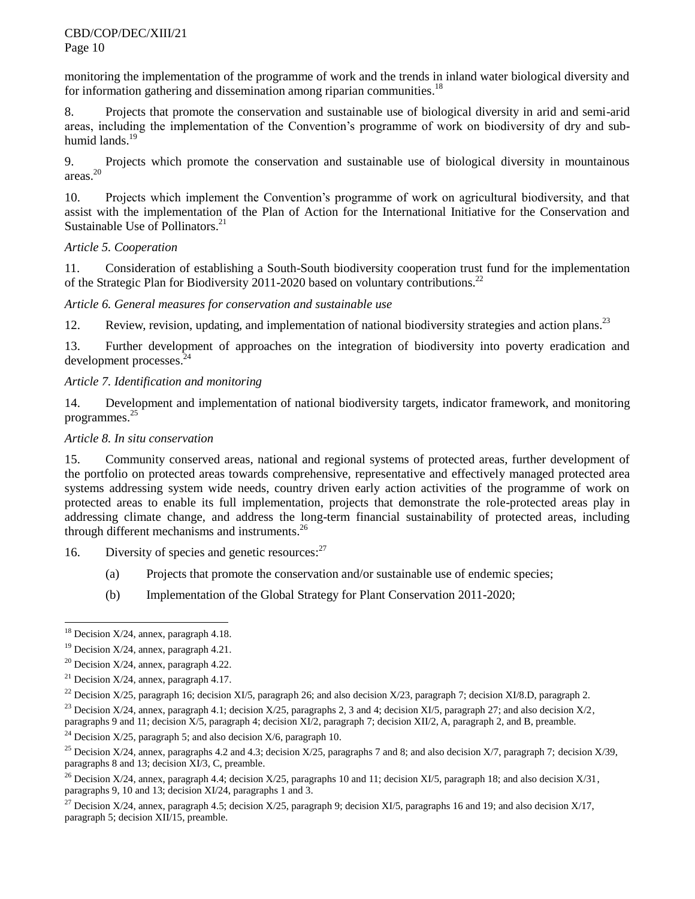monitoring the implementation of the programme of work and the trends in inland water biological diversity and for information gathering and dissemination among riparian communities.[18]

8. Projects that promote the conservation and sustainable use of biological diversity in arid and semi-arid areas, including the implementation of the Convention's programme of work on biodiversity of dry and sub-humid lands.[19]

9. Projects which promote the conservation and sustainable use of biological diversity in mountainous areas.[20]

10. Projects which implement the Convention's programme of work on agricultural biodiversity, and that assist with the implementation of the Plan of Action for the International Initiative for the Conservation and Sustainable Use of Pollinators.[21]

*Article 5. Cooperation*

11. Consideration of establishing a South-South biodiversity cooperation trust fund for the implementation of the Strategic Plan for Biodiversity 2011-2020 based on voluntary contributions.[22]

*Article 6. General measures for conservation and sustainable use*

12. Review, revision, updating, and implementation of national biodiversity strategies and action plans.[23]

13. Further development of approaches on the integration of biodiversity into poverty eradication and development processes.[24]

*Article 7. Identification and monitoring*

14. Development and implementation of national biodiversity targets, indicator framework, and monitoring programmes.[25]

*Article 8. In situ conservation*

15. Community conserved areas, national and regional systems of protected areas, further development of the portfolio on protected areas towards comprehensive, representative and effectively managed protected area systems addressing system wide needs, country driven early action activities of the programme of work on protected areas to enable its full implementation, projects that demonstrate the role-protected areas play in addressing climate change, and address the long-term financial sustainability of protected areas, including through different mechanisms and instruments.[26]

16. Diversity of species and genetic resources:[27]

(a) Projects that promote the conservation and/or sustainable use of endemic species;

(b) Implementation of the Global Strategy for Plant Conservation 2011-2020;

---

[18] Decision X/24, annex, paragraph 4.18.

[19] Decision X/24, annex, paragraph 4.21.

[20] Decision X/24, annex, paragraph 4.22.

[21] Decision X/24, annex, paragraph 4.17.

[22] Decision X/25, paragraph 16; decision XI/5, paragraph 26; and also decision X/23, paragraph 7; decision XI/8.D, paragraph 2.

[23] Decision X/24, annex, paragraph 4.1; decision X/25, paragraphs 2, 3 and 4; decision XI/5, paragraph 27; and also decision X/2, paragraphs 9 and 11; decision X/5, paragraph 4; decision XI/2, paragraph 7; decision XII/2, A, paragraph 2, and B, preamble.

[24] Decision X/25, paragraph 5; and also decision X/6, paragraph 10.

[25] Decision X/24, annex, paragraphs 4.2 and 4.3; decision X/25, paragraphs 7 and 8; and also decision X/7, paragraph 7; decision X/39, paragraphs 8 and 13; decision XI/3, C, preamble.

[26] Decision X/24, annex, paragraph 4.4; decision X/25, paragraphs 10 and 11; decision XI/5, paragraph 18; and also decision X/31, paragraphs 9, 10 and 13; decision XI/24, paragraphs 1 and 3.

[27] Decision X/24, annex, paragraph 4.5; decision X/25, paragraph 9; decision XI/5, paragraphs 16 and 19; and also decision X/17, paragraph 5; decision XII/15, preamble.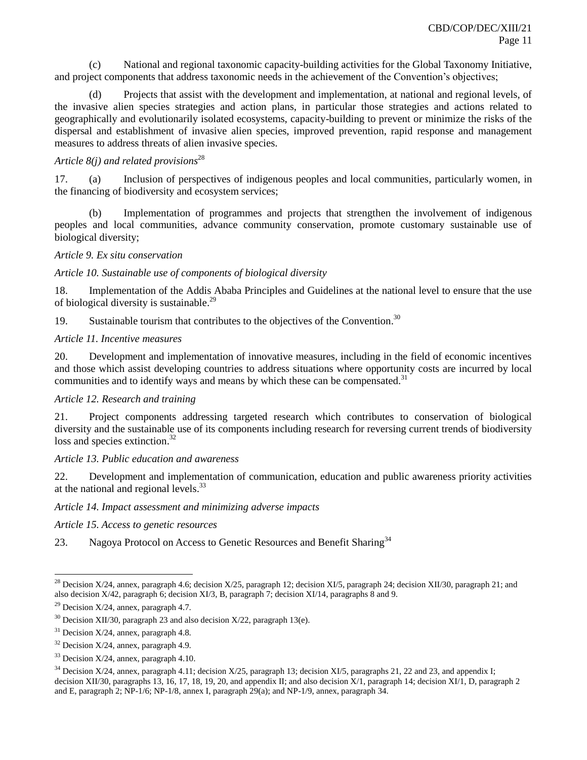(c) National and regional taxonomic capacity-building activities for the Global Taxonomy Initiative, and project components that address taxonomic needs in the achievement of the Convention's objectives;

(d) Projects that assist with the development and implementation, at national and regional levels, of the invasive alien species strategies and action plans, in particular those strategies and actions related to geographically and evolutionarily isolated ecosystems, capacity-building to prevent or minimize the risks of the dispersal and establishment of invasive alien species, improved prevention, rapid response and management measures to address threats of alien invasive species.

*Article 8(j) and related provisions*[28]

17. (a) Inclusion of perspectives of indigenous peoples and local communities, particularly women, in the financing of biodiversity and ecosystem services;

(b) Implementation of programmes and projects that strengthen the involvement of indigenous peoples and local communities, advance community conservation, promote customary sustainable use of biological diversity;

*Article 9. Ex situ conservation*

*Article 10. Sustainable use of components of biological diversity*

18. Implementation of the Addis Ababa Principles and Guidelines at the national level to ensure that the use of biological diversity is sustainable.[29]

19. Sustainable tourism that contributes to the objectives of the Convention.[30]

*Article 11. Incentive measures*

20. Development and implementation of innovative measures, including in the field of economic incentives and those which assist developing countries to address situations where opportunity costs are incurred by local communities and to identify ways and means by which these can be compensated.[31]

*Article 12. Research and training*

21. Project components addressing targeted research which contributes to conservation of biological diversity and the sustainable use of its components including research for reversing current trends of biodiversity loss and species extinction.[32]

*Article 13. Public education and awareness*

22. Development and implementation of communication, education and public awareness priority activities at the national and regional levels.[33]

*Article 14. Impact assessment and minimizing adverse impacts*

*Article 15. Access to genetic resources*

23. Nagoya Protocol on Access to Genetic Resources and Benefit Sharing[34]

---

[28] Decision X/24, annex, paragraph 4.6; decision X/25, paragraph 12; decision XI/5, paragraph 24; decision XII/30, paragraph 21; and also decision X/42, paragraph 6; decision XI/3, B, paragraph 7; decision XI/14, paragraphs 8 and 9.

[29] Decision X/24, annex, paragraph 4.7.

[30] Decision XII/30, paragraph 23 and also decision X/22, paragraph 13(e).

[31] Decision X/24, annex, paragraph 4.8.

[32] Decision X/24, annex, paragraph 4.9.

[33] Decision X/24, annex, paragraph 4.10.

[34] Decision X/24, annex, paragraph 4.11; decision X/25, paragraph 13; decision XI/5, paragraphs 21, 22 and 23, and appendix I; decision XII/30, paragraphs 13, 16, 17, 18, 19, 20, and appendix II; and also decision X/1, paragraph 14; decision XI/1, D, paragraph 2 and E, paragraph 2; NP-1/6; NP-1/8, annex I, paragraph 29(a); and NP-1/9, annex, paragraph 34.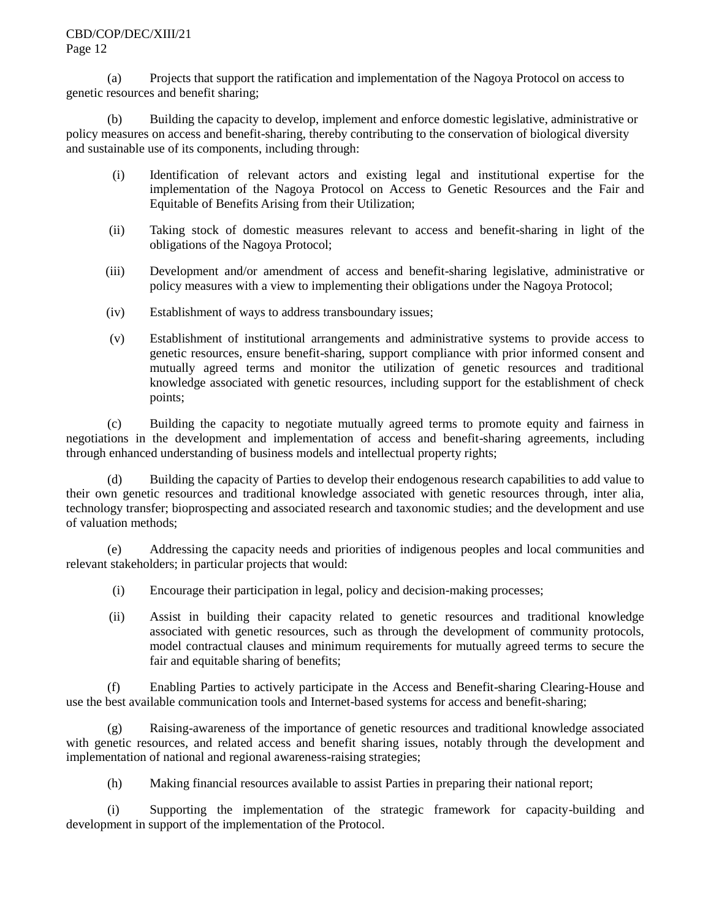(a) Projects that support the ratification and implementation of the Nagoya Protocol on access to genetic resources and benefit sharing;

(b) Building the capacity to develop, implement and enforce domestic legislative, administrative or policy measures on access and benefit-sharing, thereby contributing to the conservation of biological diversity and sustainable use of its components, including through:

(i) Identification of relevant actors and existing legal and institutional expertise for the implementation of the Nagoya Protocol on Access to Genetic Resources and the Fair and Equitable of Benefits Arising from their Utilization;

(ii) Taking stock of domestic measures relevant to access and benefit-sharing in light of the obligations of the Nagoya Protocol;

(iii) Development and/or amendment of access and benefit-sharing legislative, administrative or policy measures with a view to implementing their obligations under the Nagoya Protocol;

(iv) Establishment of ways to address transboundary issues;

(v) Establishment of institutional arrangements and administrative systems to provide access to genetic resources, ensure benefit-sharing, support compliance with prior informed consent and mutually agreed terms and monitor the utilization of genetic resources and traditional knowledge associated with genetic resources, including support for the establishment of check points;

(c) Building the capacity to negotiate mutually agreed terms to promote equity and fairness in negotiations in the development and implementation of access and benefit-sharing agreements, including through enhanced understanding of business models and intellectual property rights;

(d) Building the capacity of Parties to develop their endogenous research capabilities to add value to their own genetic resources and traditional knowledge associated with genetic resources through, inter alia, technology transfer; bioprospecting and associated research and taxonomic studies; and the development and use of valuation methods;

(e) Addressing the capacity needs and priorities of indigenous peoples and local communities and relevant stakeholders; in particular projects that would:

(i) Encourage their participation in legal, policy and decision-making processes;

(ii) Assist in building their capacity related to genetic resources and traditional knowledge associated with genetic resources, such as through the development of community protocols, model contractual clauses and minimum requirements for mutually agreed terms to secure the fair and equitable sharing of benefits;

(f) Enabling Parties to actively participate in the Access and Benefit-sharing Clearing-House and use the best available communication tools and Internet-based systems for access and benefit-sharing;

(g) Raising-awareness of the importance of genetic resources and traditional knowledge associated with genetic resources, and related access and benefit sharing issues, notably through the development and implementation of national and regional awareness-raising strategies;

(h) Making financial resources available to assist Parties in preparing their national report;

(i) Supporting the implementation of the strategic framework for capacity-building and development in support of the implementation of the Protocol.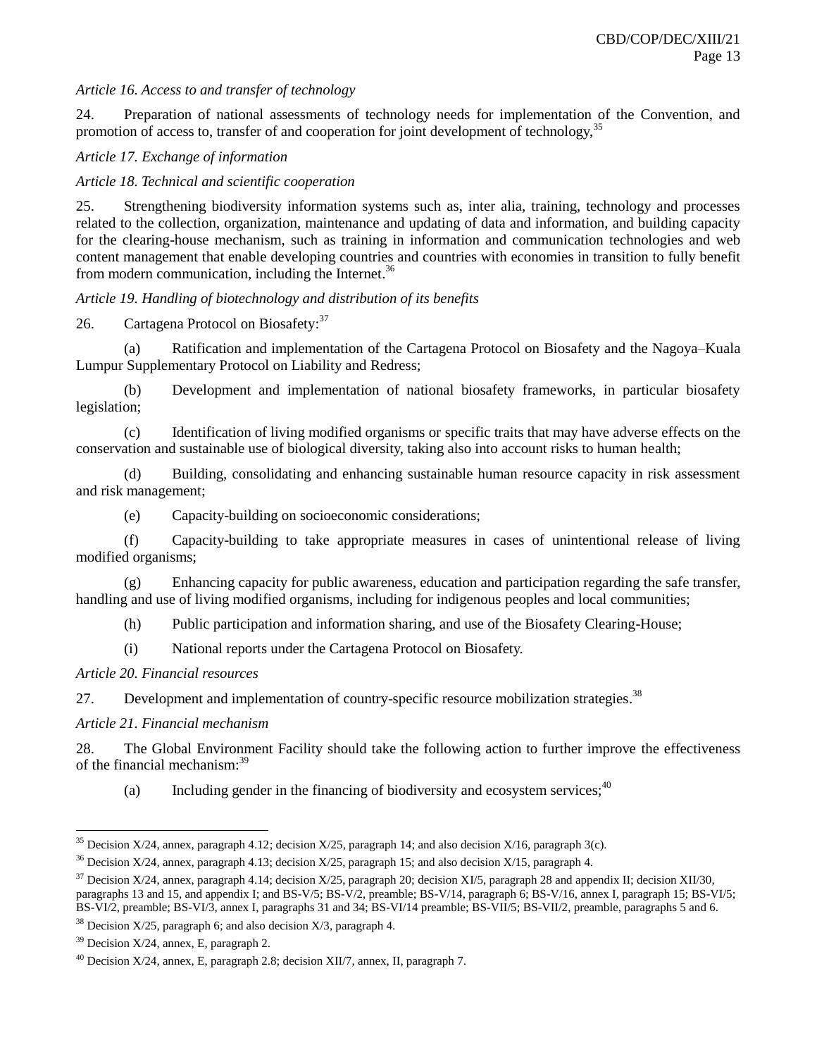*Article 16. Access to and transfer of technology*

24. Preparation of national assessments of technology needs for implementation of the Convention, and promotion of access to, transfer of and cooperation for joint development of technology,[35]

*Article 17. Exchange of information*

*Article 18. Technical and scientific cooperation*

25. Strengthening biodiversity information systems such as, inter alia, training, technology and processes related to the collection, organization, maintenance and updating of data and information, and building capacity for the clearing-house mechanism, such as training in information and communication technologies and web content management that enable developing countries and countries with economies in transition to fully benefit from modern communication, including the Internet.[36]

*Article 19. Handling of biotechnology and distribution of its benefits*

26. Cartagena Protocol on Biosafety:[37]

(a) Ratification and implementation of the Cartagena Protocol on Biosafety and the Nagoya–Kuala Lumpur Supplementary Protocol on Liability and Redress;

(b) Development and implementation of national biosafety frameworks, in particular biosafety legislation;

(c) Identification of living modified organisms or specific traits that may have adverse effects on the conservation and sustainable use of biological diversity, taking also into account risks to human health;

(d) Building, consolidating and enhancing sustainable human resource capacity in risk assessment and risk management;

(e) Capacity-building on socioeconomic considerations;

(f) Capacity-building to take appropriate measures in cases of unintentional release of living modified organisms;

(g) Enhancing capacity for public awareness, education and participation regarding the safe transfer, handling and use of living modified organisms, including for indigenous peoples and local communities;

(h) Public participation and information sharing, and use of the Biosafety Clearing-House;

(i) National reports under the Cartagena Protocol on Biosafety.

*Article 20. Financial resources*

27. Development and implementation of country-specific resource mobilization strategies.[38]

*Article 21. Financial mechanism*

28. The Global Environment Facility should take the following action to further improve the effectiveness of the financial mechanism:[39]

(a) Including gender in the financing of biodiversity and ecosystem services;[40]

---

[35] Decision X/24, annex, paragraph 4.12; decision X/25, paragraph 14; and also decision X/16, paragraph 3(c).

[36] Decision X/24, annex, paragraph 4.13; decision X/25, paragraph 15; and also decision X/15, paragraph 4.

[37] Decision X/24, annex, paragraph 4.14; decision X/25, paragraph 20; decision XI/5, paragraph 28 and appendix II; decision XII/30, paragraphs 13 and 15, and appendix I; and BS-V/5; BS-V/2, preamble; BS-V/14, paragraph 6; BS-V/16, annex I, paragraph 15; BS-VI/5; BS-VI/2, preamble; BS-VI/3, annex I, paragraphs 31 and 34; BS-VI/14 preamble; BS-VII/5; BS-VII/2, preamble, paragraphs 5 and 6.

[38] Decision X/25, paragraph 6; and also decision X/3, paragraph 4.

[39] Decision X/24, annex, E, paragraph 2.

[40] Decision X/24, annex, E, paragraph 2.8; decision XII/7, annex, II, paragraph 7.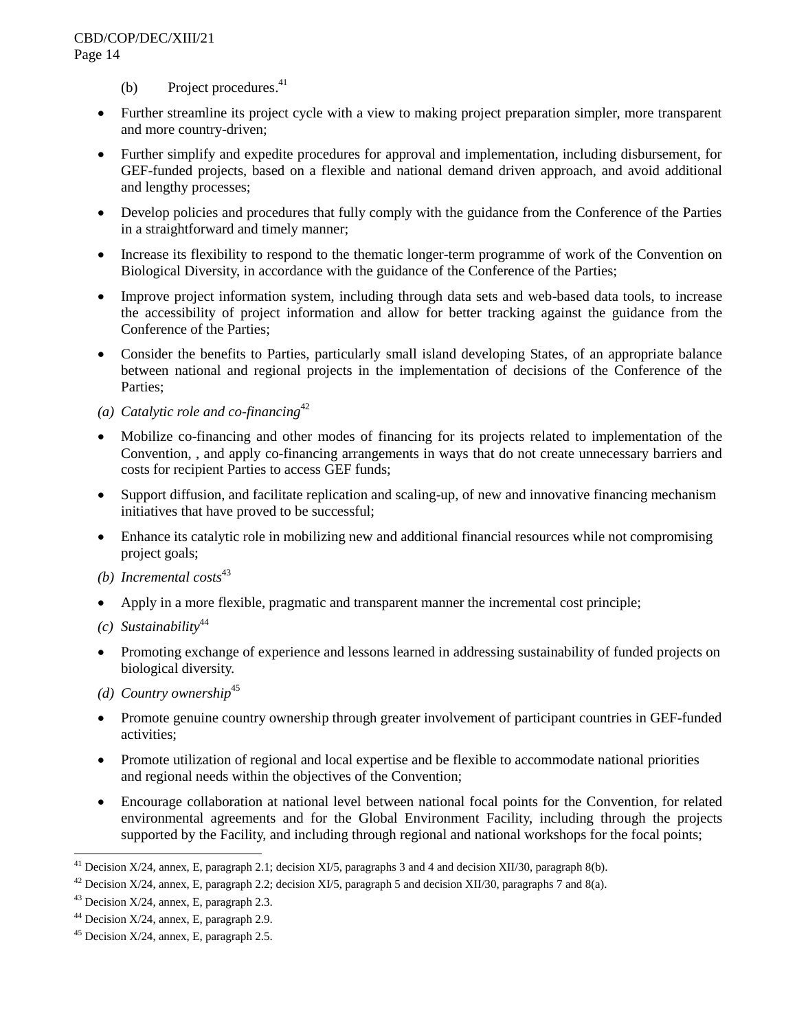(b) Project procedures.[41]

- Further streamline its project cycle with a view to making project preparation simpler, more transparent and more country-driven;
- Further simplify and expedite procedures for approval and implementation, including disbursement, for GEF-funded projects, based on a flexible and national demand driven approach, and avoid additional and lengthy processes;
- Develop policies and procedures that fully comply with the guidance from the Conference of the Parties in a straightforward and timely manner;
- Increase its flexibility to respond to the thematic longer-term programme of work of the Convention on Biological Diversity, in accordance with the guidance of the Conference of the Parties;
- Improve project information system, including through data sets and web-based data tools, to increase the accessibility of project information and allow for better tracking against the guidance from the Conference of the Parties;
- Consider the benefits to Parties, particularly small island developing States, of an appropriate balance between national and regional projects in the implementation of decisions of the Conference of the Parties;

*(a) Catalytic role and co-financing*[42]

- Mobilize co-financing and other modes of financing for its projects related to implementation of the Convention, , and apply co-financing arrangements in ways that do not create unnecessary barriers and costs for recipient Parties to access GEF funds;
- Support diffusion, and facilitate replication and scaling-up, of new and innovative financing mechanism initiatives that have proved to be successful;
- Enhance its catalytic role in mobilizing new and additional financial resources while not compromising project goals;

*(b) Incremental costs*[43]

- Apply in a more flexible, pragmatic and transparent manner the incremental cost principle;

*(c) Sustainability*[44]

- Promoting exchange of experience and lessons learned in addressing sustainability of funded projects on biological diversity.

*(d) Country ownership*[45]

- Promote genuine country ownership through greater involvement of participant countries in GEF-funded activities;
- Promote utilization of regional and local expertise and be flexible to accommodate national priorities and regional needs within the objectives of the Convention;
- Encourage collaboration at national level between national focal points for the Convention, for related environmental agreements and for the Global Environment Facility, including through the projects supported by the Facility, and including through regional and national workshops for the focal points;

---

[41] Decision X/24, annex, E, paragraph 2.1; decision XI/5, paragraphs 3 and 4 and decision XII/30, paragraph 8(b).

[42] Decision X/24, annex, E, paragraph 2.2; decision XI/5, paragraph 5 and decision XII/30, paragraphs 7 and 8(a).

[43] Decision X/24, annex, E, paragraph 2.3.

[44] Decision X/24, annex, E, paragraph 2.9.

[45] Decision X/24, annex, E, paragraph 2.5.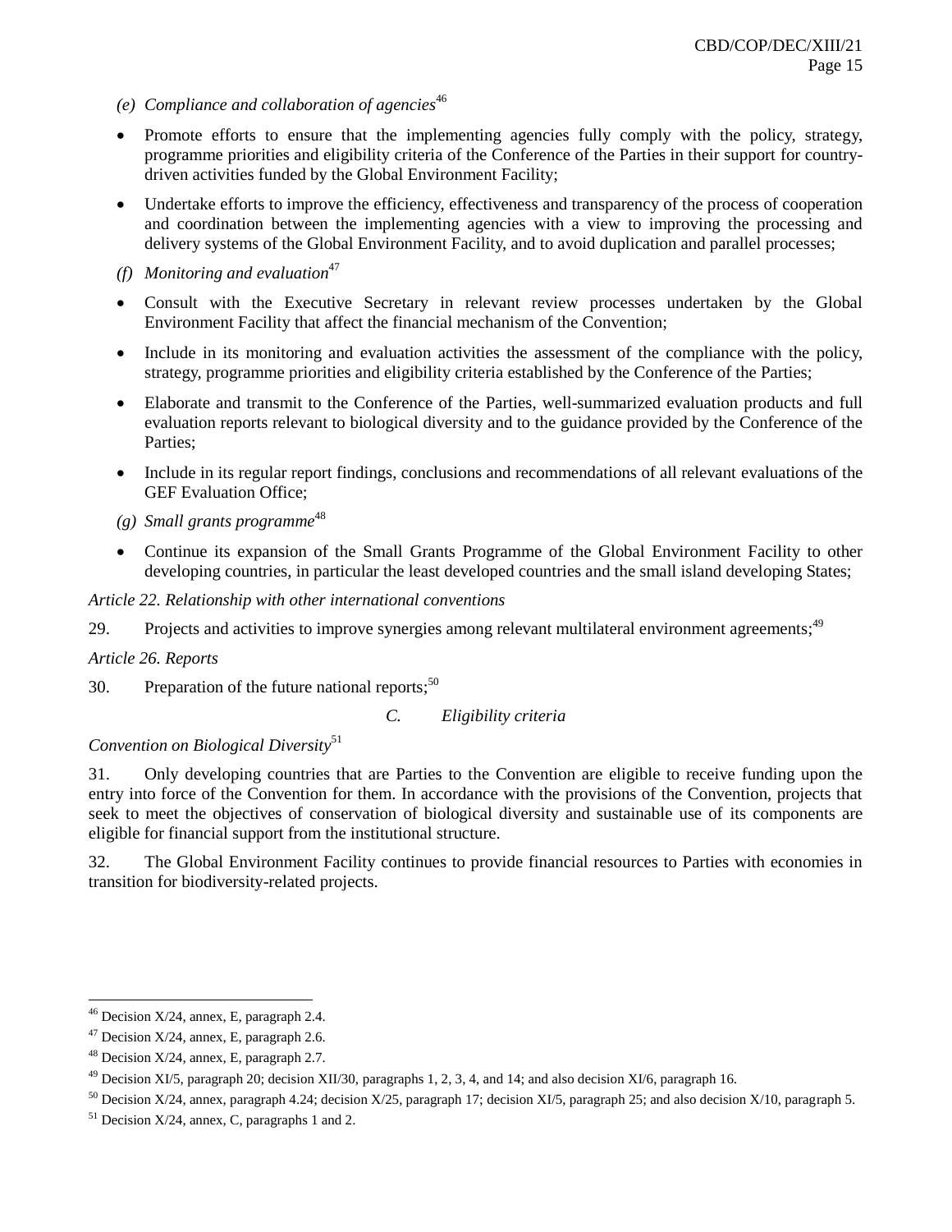*(e) Compliance and collaboration of agencies*[46]

- Promote efforts to ensure that the implementing agencies fully comply with the policy, strategy, programme priorities and eligibility criteria of the Conference of the Parties in their support for country-driven activities funded by the Global Environment Facility;
- Undertake efforts to improve the efficiency, effectiveness and transparency of the process of cooperation and coordination between the implementing agencies with a view to improving the processing and delivery systems of the Global Environment Facility, and to avoid duplication and parallel processes;

*(f) Monitoring and evaluation*[47]

- Consult with the Executive Secretary in relevant review processes undertaken by the Global Environment Facility that affect the financial mechanism of the Convention;
- Include in its monitoring and evaluation activities the assessment of the compliance with the policy, strategy, programme priorities and eligibility criteria established by the Conference of the Parties;
- Elaborate and transmit to the Conference of the Parties, well-summarized evaluation products and full evaluation reports relevant to biological diversity and to the guidance provided by the Conference of the Parties;
- Include in its regular report findings, conclusions and recommendations of all relevant evaluations of the GEF Evaluation Office;

*(g) Small grants programme*[48]

- Continue its expansion of the Small Grants Programme of the Global Environment Facility to other developing countries, in particular the least developed countries and the small island developing States;

*Article 22. Relationship with other international conventions*

29. Projects and activities to improve synergies among relevant multilateral environment agreements;[49]

*Article 26. Reports*

30. Preparation of the future national reports;[50]

### C. *Eligibility criteria*

*Convention on Biological Diversity*[51]

31. Only developing countries that are Parties to the Convention are eligible to receive funding upon the entry into force of the Convention for them. In accordance with the provisions of the Convention, projects that seek to meet the objectives of conservation of biological diversity and sustainable use of its components are eligible for financial support from the institutional structure.

32. The Global Environment Facility continues to provide financial resources to Parties with economies in transition for biodiversity-related projects.

---

[46] Decision X/24, annex, E, paragraph 2.4.

[47] Decision X/24, annex, E, paragraph 2.6.

[48] Decision X/24, annex, E, paragraph 2.7.

[49] Decision XI/5, paragraph 20; decision XII/30, paragraphs 1, 2, 3, 4, and 14; and also decision XI/6, paragraph 16.

[50] Decision X/24, annex, paragraph 4.24; decision X/25, paragraph 17; decision XI/5, paragraph 25; and also decision X/10, paragraph 5.

[51] Decision X/24, annex, C, paragraphs 1 and 2.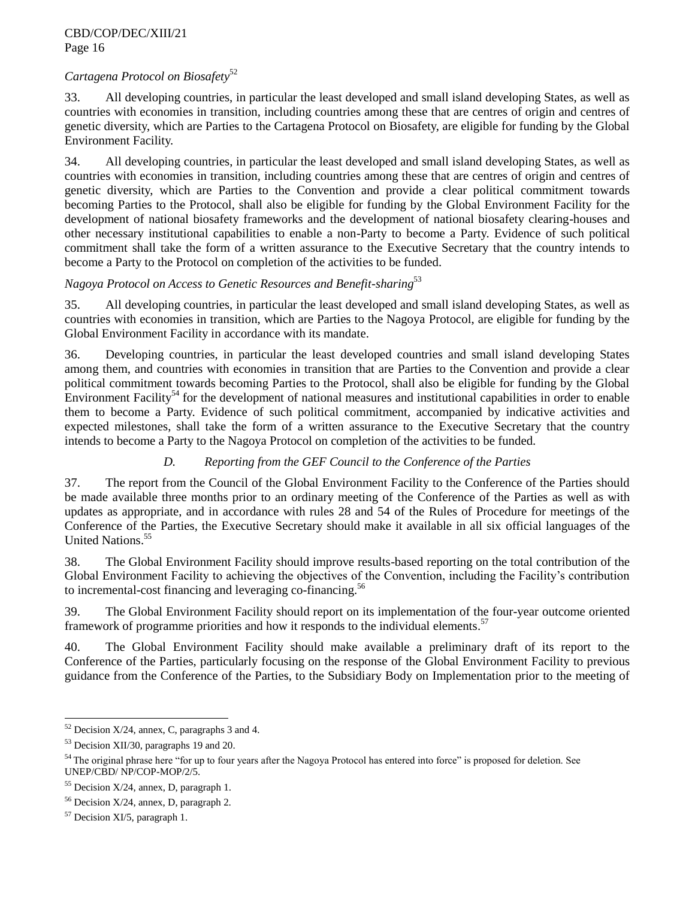*Cartagena Protocol on Biosafety*[52]

33. All developing countries, in particular the least developed and small island developing States, as well as countries with economies in transition, including countries among these that are centres of origin and centres of genetic diversity, which are Parties to the Cartagena Protocol on Biosafety, are eligible for funding by the Global Environment Facility.

34. All developing countries, in particular the least developed and small island developing States, as well as countries with economies in transition, including countries among these that are centres of origin and centres of genetic diversity, which are Parties to the Convention and provide a clear political commitment towards becoming Parties to the Protocol, shall also be eligible for funding by the Global Environment Facility for the development of national biosafety frameworks and the development of national biosafety clearing-houses and other necessary institutional capabilities to enable a non-Party to become a Party. Evidence of such political commitment shall take the form of a written assurance to the Executive Secretary that the country intends to become a Party to the Protocol on completion of the activities to be funded.

*Nagoya Protocol on Access to Genetic Resources and Benefit-sharing*[53]

35. All developing countries, in particular the least developed and small island developing States, as well as countries with economies in transition, which are Parties to the Nagoya Protocol, are eligible for funding by the Global Environment Facility in accordance with its mandate.

36. Developing countries, in particular the least developed countries and small island developing States among them, and countries with economies in transition that are Parties to the Convention and provide a clear political commitment towards becoming Parties to the Protocol, shall also be eligible for funding by the Global Environment Facility[54] for the development of national measures and institutional capabilities in order to enable them to become a Party. Evidence of such political commitment, accompanied by indicative activities and expected milestones, shall take the form of a written assurance to the Executive Secretary that the country intends to become a Party to the Nagoya Protocol on completion of the activities to be funded.

### *D. Reporting from the GEF Council to the Conference of the Parties*

37. The report from the Council of the Global Environment Facility to the Conference of the Parties should be made available three months prior to an ordinary meeting of the Conference of the Parties as well as with updates as appropriate, and in accordance with rules 28 and 54 of the Rules of Procedure for meetings of the Conference of the Parties, the Executive Secretary should make it available in all six official languages of the United Nations.[55]

38. The Global Environment Facility should improve results-based reporting on the total contribution of the Global Environment Facility to achieving the objectives of the Convention, including the Facility's contribution to incremental-cost financing and leveraging co-financing.[56]

39. The Global Environment Facility should report on its implementation of the four-year outcome oriented framework of programme priorities and how it responds to the individual elements.[57]

40. The Global Environment Facility should make available a preliminary draft of its report to the Conference of the Parties, particularly focusing on the response of the Global Environment Facility to previous guidance from the Conference of the Parties, to the Subsidiary Body on Implementation prior to the meeting of

---

[52] Decision X/24, annex, C, paragraphs 3 and 4.

[53] Decision XII/30, paragraphs 19 and 20.

[54] The original phrase here "for up to four years after the Nagoya Protocol has entered into force" is proposed for deletion. See UNEP/CBD/ NP/COP-MOP/2/5.

[55] Decision X/24, annex, D, paragraph 1.

[56] Decision X/24, annex, D, paragraph 2.

[57] Decision XI/5, paragraph 1.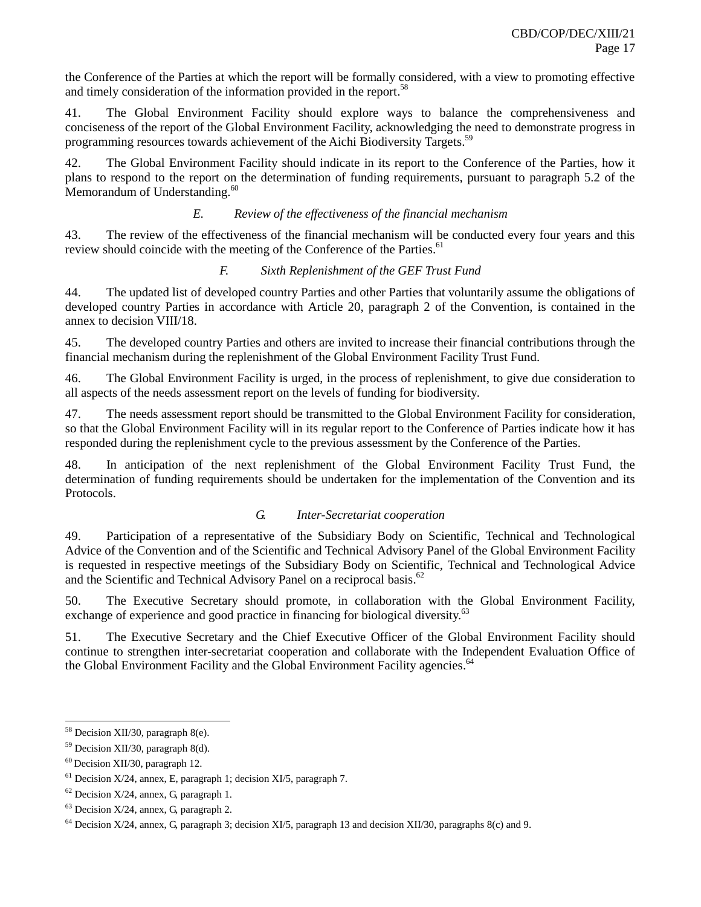the Conference of the Parties at which the report will be formally considered, with a view to promoting effective and timely consideration of the information provided in the report.[58]

41. The Global Environment Facility should explore ways to balance the comprehensiveness and conciseness of the report of the Global Environment Facility, acknowledging the need to demonstrate progress in programming resources towards achievement of the Aichi Biodiversity Targets.[59]

42. The Global Environment Facility should indicate in its report to the Conference of the Parties, how it plans to respond to the report on the determination of funding requirements, pursuant to paragraph 5.2 of the Memorandum of Understanding.[60]

### *E. Review of the effectiveness of the financial mechanism*

43. The review of the effectiveness of the financial mechanism will be conducted every four years and this review should coincide with the meeting of the Conference of the Parties.[61]

### *F. Sixth Replenishment of the GEF Trust Fund*

44. The updated list of developed country Parties and other Parties that voluntarily assume the obligations of developed country Parties in accordance with Article 20, paragraph 2 of the Convention, is contained in the annex to decision VIII/18.

45. The developed country Parties and others are invited to increase their financial contributions through the financial mechanism during the replenishment of the Global Environment Facility Trust Fund.

46. The Global Environment Facility is urged, in the process of replenishment, to give due consideration to all aspects of the needs assessment report on the levels of funding for biodiversity.

47. The needs assessment report should be transmitted to the Global Environment Facility for consideration, so that the Global Environment Facility will in its regular report to the Conference of Parties indicate how it has responded during the replenishment cycle to the previous assessment by the Conference of the Parties.

48. In anticipation of the next replenishment of the Global Environment Facility Trust Fund, the determination of funding requirements should be undertaken for the implementation of the Convention and its Protocols.

### *G. Inter-Secretariat cooperation*

49. Participation of a representative of the Subsidiary Body on Scientific, Technical and Technological Advice of the Convention and of the Scientific and Technical Advisory Panel of the Global Environment Facility is requested in respective meetings of the Subsidiary Body on Scientific, Technical and Technological Advice and the Scientific and Technical Advisory Panel on a reciprocal basis.[62]

50. The Executive Secretary should promote, in collaboration with the Global Environment Facility, exchange of experience and good practice in financing for biological diversity.[63]

51. The Executive Secretary and the Chief Executive Officer of the Global Environment Facility should continue to strengthen inter-secretariat cooperation and collaborate with the Independent Evaluation Office of the Global Environment Facility and the Global Environment Facility agencies.[64]

---

[58] Decision XII/30, paragraph 8(e).

[59] Decision XII/30, paragraph 8(d).

[60] Decision XII/30, paragraph 12.

[61] Decision X/24, annex, E, paragraph 1; decision XI/5, paragraph 7.

[62] Decision X/24, annex, G, paragraph 1.

[63] Decision X/24, annex, G, paragraph 2.

[64] Decision X/24, annex, G, paragraph 3; decision XI/5, paragraph 13 and decision XII/30, paragraphs 8(c) and 9.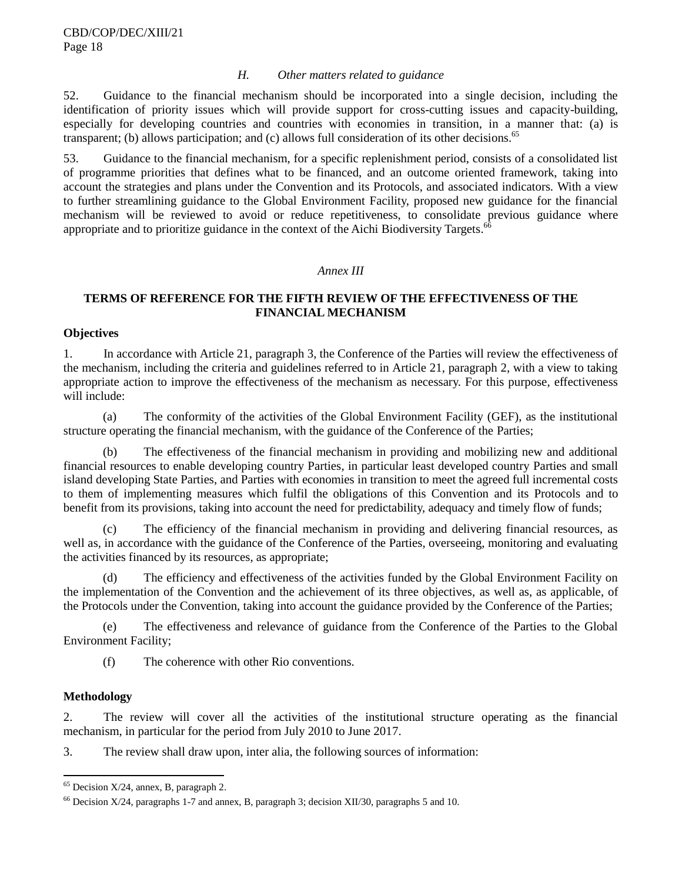### *H. Other matters related to guidance*

52. Guidance to the financial mechanism should be incorporated into a single decision, including the identification of priority issues which will provide support for cross-cutting issues and capacity-building, especially for developing countries and countries with economies in transition, in a manner that: (a) is transparent; (b) allows participation; and (c) allows full consideration of its other decisions.[65]

53. Guidance to the financial mechanism, for a specific replenishment period, consists of a consolidated list of programme priorities that defines what to be financed, and an outcome oriented framework, taking into account the strategies and plans under the Convention and its Protocols, and associated indicators. With a view to further streamlining guidance to the Global Environment Facility, proposed new guidance for the financial mechanism will be reviewed to avoid or reduce repetitiveness, to consolidate previous guidance where appropriate and to prioritize guidance in the context of the Aichi Biodiversity Targets.[66]

*Annex III*

## TERMS OF REFERENCE FOR THE FIFTH REVIEW OF THE EFFECTIVENESS OF THE FINANCIAL MECHANISM

**Objectives**

1. In accordance with Article 21, paragraph 3, the Conference of the Parties will review the effectiveness of the mechanism, including the criteria and guidelines referred to in Article 21, paragraph 2, with a view to taking appropriate action to improve the effectiveness of the mechanism as necessary. For this purpose, effectiveness will include:

(a) The conformity of the activities of the Global Environment Facility (GEF), as the institutional structure operating the financial mechanism, with the guidance of the Conference of the Parties;

(b) The effectiveness of the financial mechanism in providing and mobilizing new and additional financial resources to enable developing country Parties, in particular least developed country Parties and small island developing State Parties, and Parties with economies in transition to meet the agreed full incremental costs to them of implementing measures which fulfil the obligations of this Convention and its Protocols and to benefit from its provisions, taking into account the need for predictability, adequacy and timely flow of funds;

(c) The efficiency of the financial mechanism in providing and delivering financial resources, as well as, in accordance with the guidance of the Conference of the Parties, overseeing, monitoring and evaluating the activities financed by its resources, as appropriate;

(d) The efficiency and effectiveness of the activities funded by the Global Environment Facility on the implementation of the Convention and the achievement of its three objectives, as well as, as applicable, of the Protocols under the Convention, taking into account the guidance provided by the Conference of the Parties;

(e) The effectiveness and relevance of guidance from the Conference of the Parties to the Global Environment Facility;

(f) The coherence with other Rio conventions.

**Methodology**

2. The review will cover all the activities of the institutional structure operating as the financial mechanism, in particular for the period from July 2010 to June 2017.

3. The review shall draw upon, inter alia, the following sources of information:

---

[65] Decision X/24, annex, B, paragraph 2.

[66] Decision X/24, paragraphs 1-7 and annex, B, paragraph 3; decision XII/30, paragraphs 5 and 10.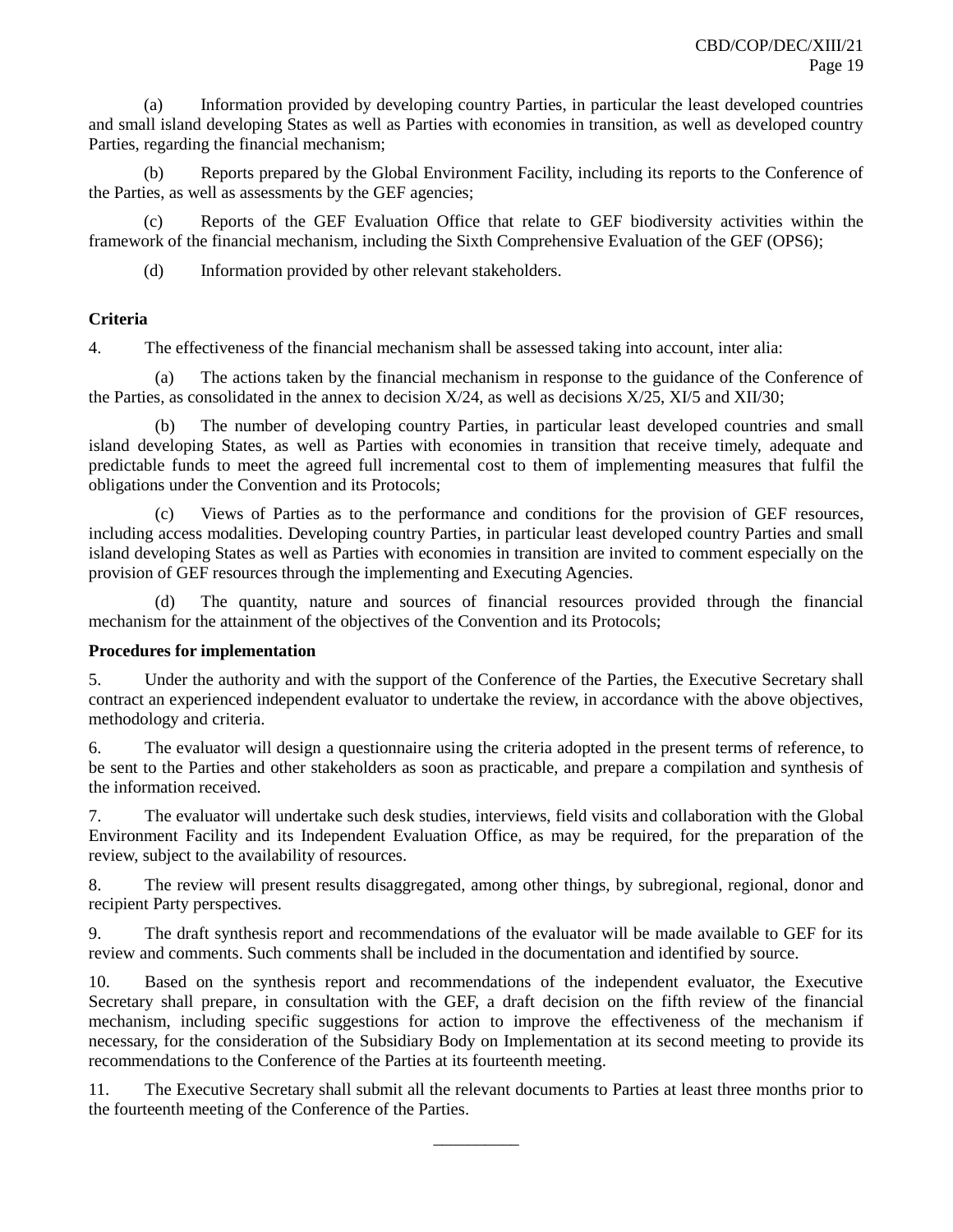(a) Information provided by developing country Parties, in particular the least developed countries and small island developing States as well as Parties with economies in transition, as well as developed country Parties, regarding the financial mechanism;

(b) Reports prepared by the Global Environment Facility, including its reports to the Conference of the Parties, as well as assessments by the GEF agencies;

(c) Reports of the GEF Evaluation Office that relate to GEF biodiversity activities within the framework of the financial mechanism, including the Sixth Comprehensive Evaluation of the GEF (OPS6);

(d) Information provided by other relevant stakeholders.

**Criteria**

4. The effectiveness of the financial mechanism shall be assessed taking into account, inter alia:

(a) The actions taken by the financial mechanism in response to the guidance of the Conference of the Parties, as consolidated in the annex to decision X/24, as well as decisions X/25, XI/5 and XII/30;

(b) The number of developing country Parties, in particular least developed countries and small island developing States, as well as Parties with economies in transition that receive timely, adequate and predictable funds to meet the agreed full incremental cost to them of implementing measures that fulfil the obligations under the Convention and its Protocols;

(c) Views of Parties as to the performance and conditions for the provision of GEF resources, including access modalities. Developing country Parties, in particular least developed country Parties and small island developing States as well as Parties with economies in transition are invited to comment especially on the provision of GEF resources through the implementing and Executing Agencies.

(d) The quantity, nature and sources of financial resources provided through the financial mechanism for the attainment of the objectives of the Convention and its Protocols;

**Procedures for implementation**

5. Under the authority and with the support of the Conference of the Parties, the Executive Secretary shall contract an experienced independent evaluator to undertake the review, in accordance with the above objectives, methodology and criteria.

6. The evaluator will design a questionnaire using the criteria adopted in the present terms of reference, to be sent to the Parties and other stakeholders as soon as practicable, and prepare a compilation and synthesis of the information received.

7. The evaluator will undertake such desk studies, interviews, field visits and collaboration with the Global Environment Facility and its Independent Evaluation Office, as may be required, for the preparation of the review, subject to the availability of resources.

8. The review will present results disaggregated, among other things, by subregional, regional, donor and recipient Party perspectives.

9. The draft synthesis report and recommendations of the evaluator will be made available to GEF for its review and comments. Such comments shall be included in the documentation and identified by source.

10. Based on the synthesis report and recommendations of the independent evaluator, the Executive Secretary shall prepare, in consultation with the GEF, a draft decision on the fifth review of the financial mechanism, including specific suggestions for action to improve the effectiveness of the mechanism if necessary, for the consideration of the Subsidiary Body on Implementation at its second meeting to provide its recommendations to the Conference of the Parties at its fourteenth meeting.

11. The Executive Secretary shall submit all the relevant documents to Parties at least three months prior to the fourteenth meeting of the Conference of the Parties.

__________